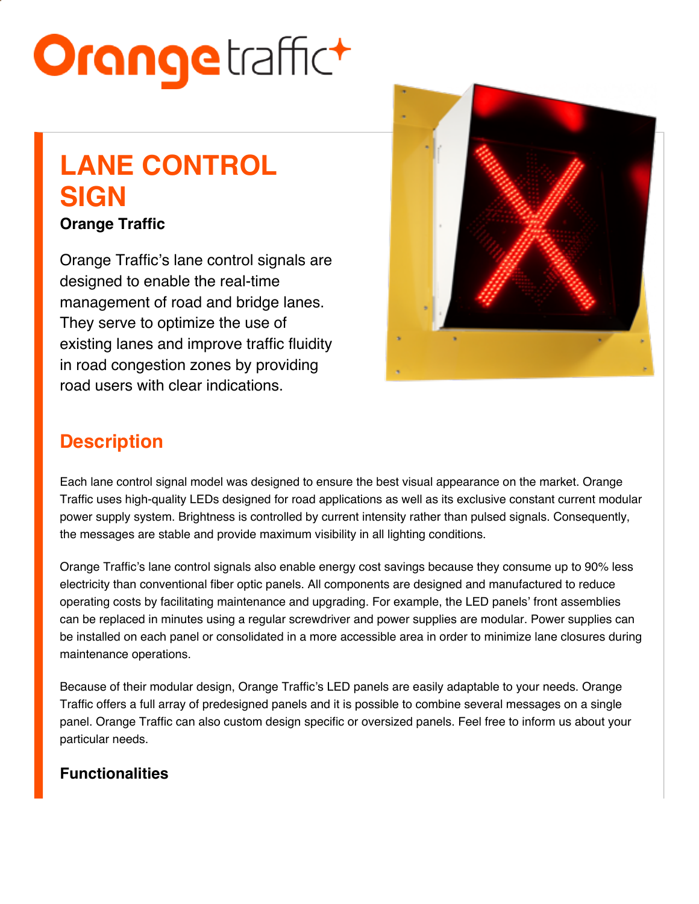Orange traffic

# LANE CONTROL SIGN

**Orange Traffic**

Orange Traffic's lane control signals are designed to enable the real-time management of road and bridge lanes. They serve to optimize the use of existing lanes and improve traffic fluidity in road congestion zones by providing road users with clear indications.

## Description

Each lane control signal model was designed to ensure the best visual appearance on the market. Orange Traffic uses high-quality LEDs designed for road applications as well as its exclusive constant current modular power supply system. Brightness is controlled by current intensity rather than pulsed signals. Consequently, the messages are stable and provide maximum visibility in all lighting conditions.

Orange Traffic's lane control signals also enable energy cost savings because they consume up to 90% less electricity than conventional fiber optic panels. All components are designed and manufactured to reduce operating costs by facilitating maintenance and upgrading. For example, the LED panels' front assemblies can be replaced in minutes using a regular screwdriver and power supplies are modular. Power supplies can be installed on each panel or consolidated in a more accessible area in order to minimize lane closures during maintenance operations.

Because of their modular design, Orange Traffic's LED panels are easily adaptable to your needs. Orange Traffic offers a full array of predesigned panels and it is possible to combine several messages on a single panel. Orange Traffic can also custom design specific or oversized panels. Feel free to inform us about your particular needs.

### Functionalities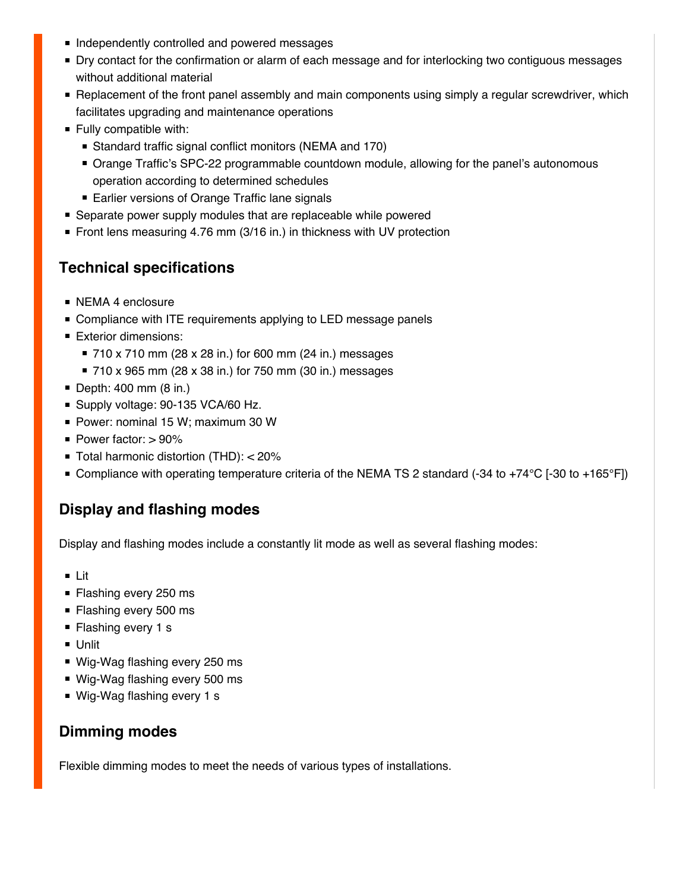- Independently controlled and powered messages
- Dry contact for the confirmation or alarm of each message and for interlocking two contiguous messages without additional material
- Replacement of the front panel assembly and main components using simply a regular screwdriver, which facilitates upgrading and maintenance operations
- Fully compatible with:
  - Standard traffic signal conflict monitors (NEMA and 170)
  - Orange Traffic's SPC-22 programmable countdown module, allowing for the panel's autonomous operation according to determined schedules
  - Earlier versions of Orange Traffic lane signals
- Separate power supply modules that are replaceable while powered
- Front lens measuring 4.76 mm (3/16 in.) in thickness with UV protection

## Technical specifications

- NEMA 4 enclosure
- Compliance with ITE requirements applying to LED message panels
- Exterior dimensions:
  - 710 x 710 mm (28 x 28 in.) for 600 mm (24 in.) messages
  - 710 x 965 mm (28 x 38 in.) for 750 mm (30 in.) messages
- Depth: 400 mm (8 in.)
- Supply voltage: 90-135 VCA/60 Hz.
- Power: nominal 15 W; maximum 30 W
- Power factor: > 90%
- Total harmonic distortion (THD): < 20%
- Compliance with operating temperature criteria of the NEMA TS 2 standard (-34 to +74°C [-30 to +165°F])

## Display and flashing modes

Display and flashing modes include a constantly lit mode as well as several flashing modes:

- Lit
- Flashing every 250 ms
- Flashing every 500 ms
- Flashing every 1 s
- Unlit
- Wig-Wag flashing every 250 ms
- Wig-Wag flashing every 500 ms
- Wig-Wag flashing every 1 s

## Dimming modes

Flexible dimming modes to meet the needs of various types of installations.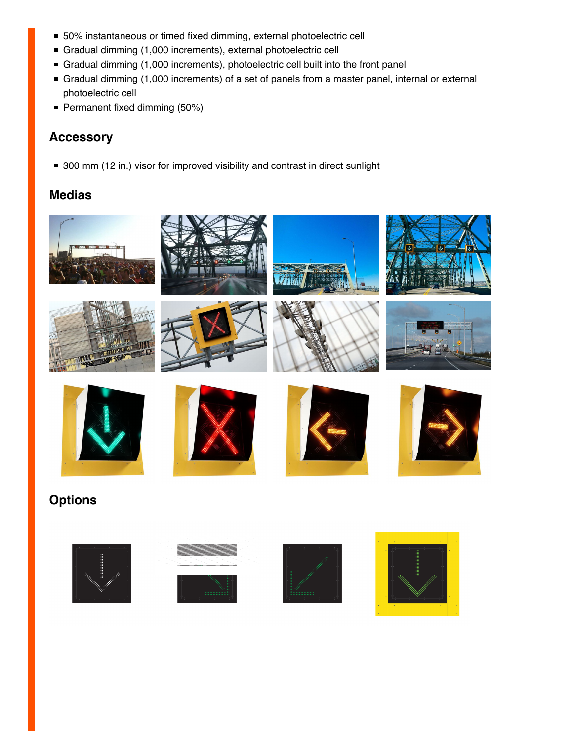- 50% instantaneous or timed fixed dimming, external photoelectric cell
- Gradual dimming (1,000 increments), external photoelectric cell
- Gradual dimming (1,000 increments), photoelectric cell built into the front panel
- Gradual dimming (1,000 increments) of a set of panels from a master panel, internal or external photoelectric cell
- Permanent fixed dimming (50%)

## Accessory

- 300 mm (12 in.) visor for improved visibility and contrast in direct sunlight

## Medias

## Options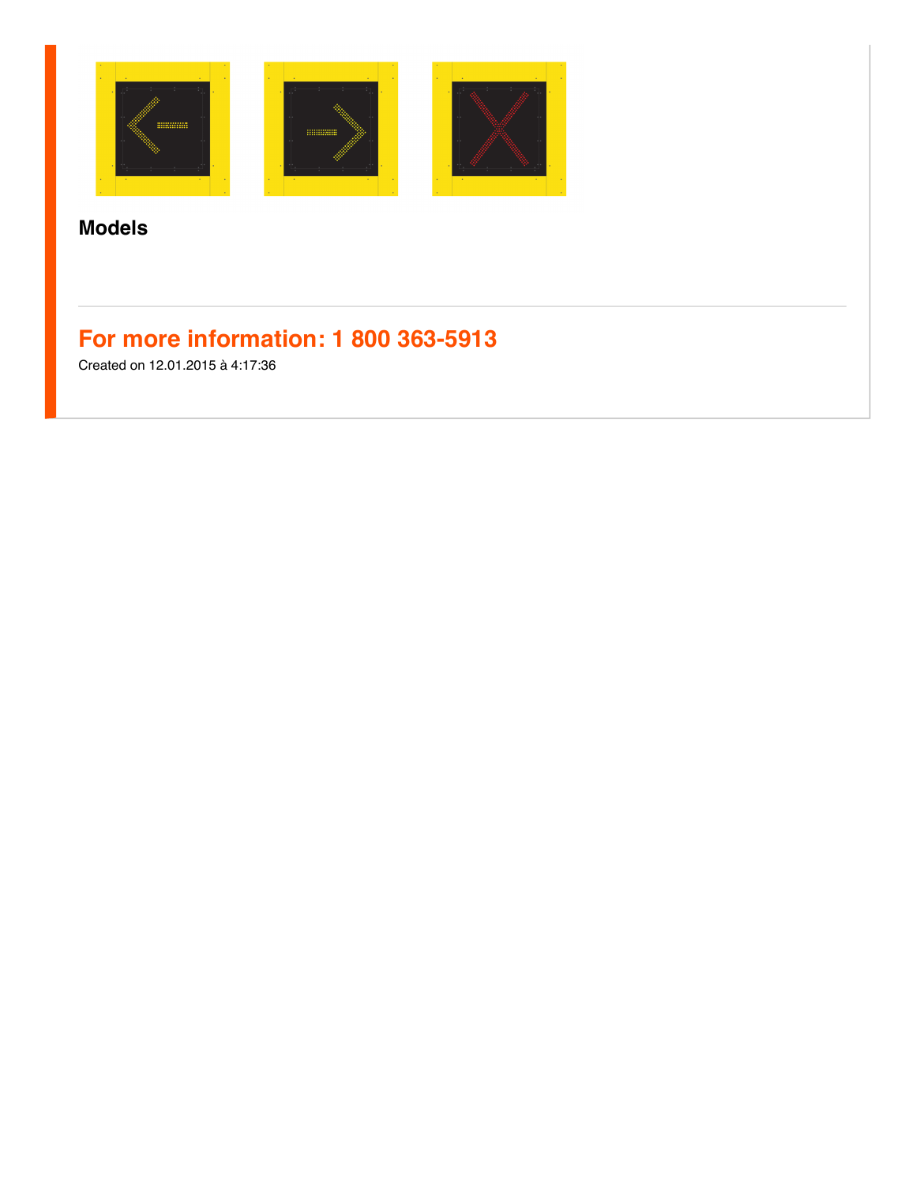**Models**

## For more information: 1 800 363-5913

Created on 12.01.2015 à 4:17:36